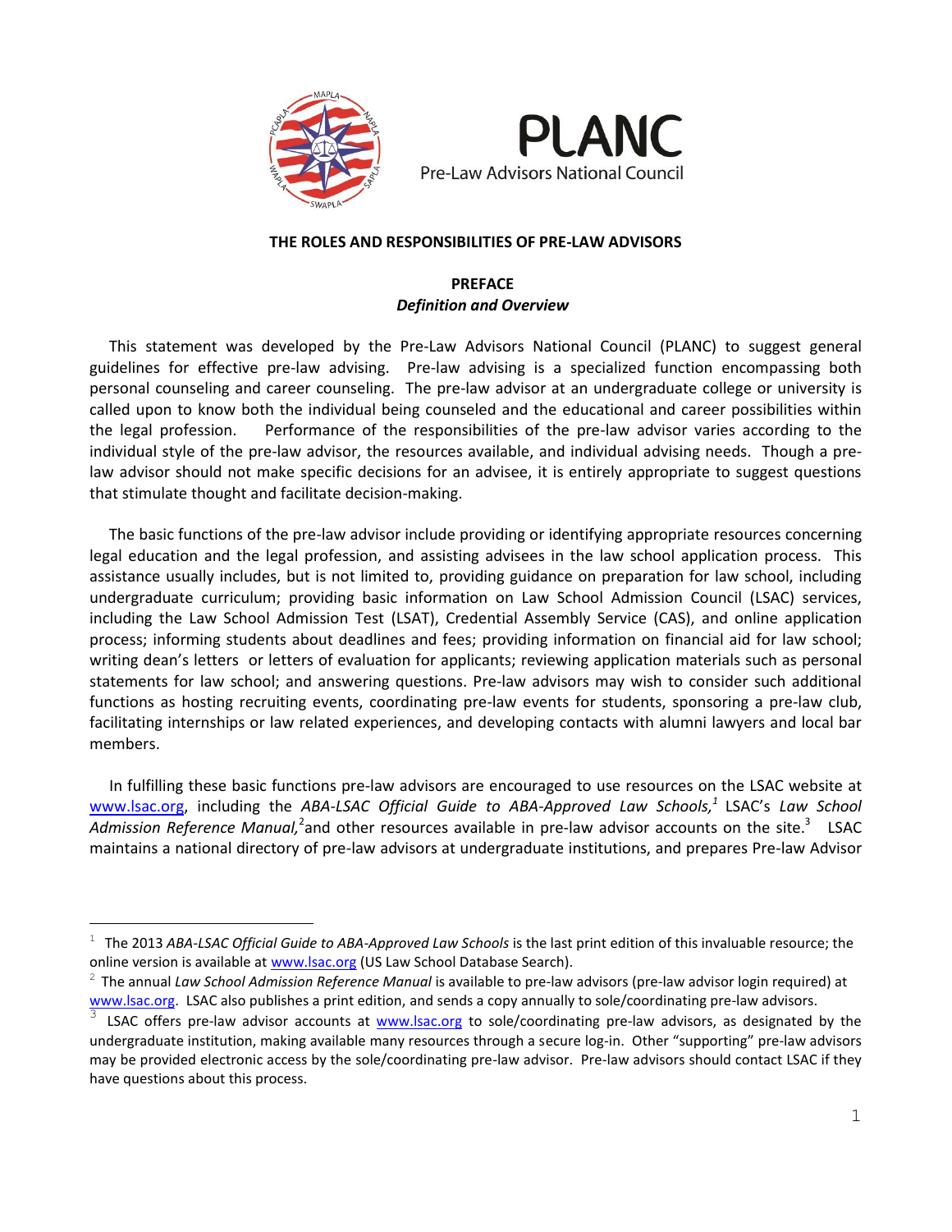PLANC

Pre-Law Advisors National Council

## THE ROLES AND RESPONSIBILITIES OF PRE-LAW ADVISORS

### PREFACE
*Definition and Overview*

This statement was developed by the Pre-Law Advisors National Council (PLANC) to suggest general guidelines for effective pre-law advising. Pre-law advising is a specialized function encompassing both personal counseling and career counseling. The pre-law advisor at an undergraduate college or university is called upon to know both the individual being counseled and the educational and career possibilities within the legal profession. Performance of the responsibilities of the pre-law advisor varies according to the individual style of the pre-law advisor, the resources available, and individual advising needs. Though a pre-law advisor should not make specific decisions for an advisee, it is entirely appropriate to suggest questions that stimulate thought and facilitate decision-making.

The basic functions of the pre-law advisor include providing or identifying appropriate resources concerning legal education and the legal profession, and assisting advisees in the law school application process. This assistance usually includes, but is not limited to, providing guidance on preparation for law school, including undergraduate curriculum; providing basic information on Law School Admission Council (LSAC) services, including the Law School Admission Test (LSAT), Credential Assembly Service (CAS), and online application process; informing students about deadlines and fees; providing information on financial aid for law school; writing dean's letters or letters of evaluation for applicants; reviewing application materials such as personal statements for law school; and answering questions. Pre-law advisors may wish to consider such additional functions as hosting recruiting events, coordinating pre-law events for students, sponsoring a pre-law club, facilitating internships or law related experiences, and developing contacts with alumni lawyers and local bar members.

In fulfilling these basic functions pre-law advisors are encouraged to use resources on the LSAC website at www.lsac.org, including the *ABA-LSAC Official Guide to ABA-Approved Law Schools,*[1] LSAC's *Law School Admission Reference Manual,*[2] and other resources available in pre-law advisor accounts on the site.[3] LSAC maintains a national directory of pre-law advisors at undergraduate institutions, and prepares Pre-law Advisor

---

[1] The 2013 *ABA-LSAC Official Guide to ABA-Approved Law Schools* is the last print edition of this invaluable resource; the online version is available at www.lsac.org (US Law School Database Search).

[2] The annual *Law School Admission Reference Manual* is available to pre-law advisors (pre-law advisor login required) at www.lsac.org. LSAC also publishes a print edition, and sends a copy annually to sole/coordinating pre-law advisors.

[3] LSAC offers pre-law advisor accounts at www.lsac.org to sole/coordinating pre-law advisors, as designated by the undergraduate institution, making available many resources through a secure log-in. Other "supporting" pre-law advisors may be provided electronic access by the sole/coordinating pre-law advisor. Pre-law advisors should contact LSAC if they have questions about this process.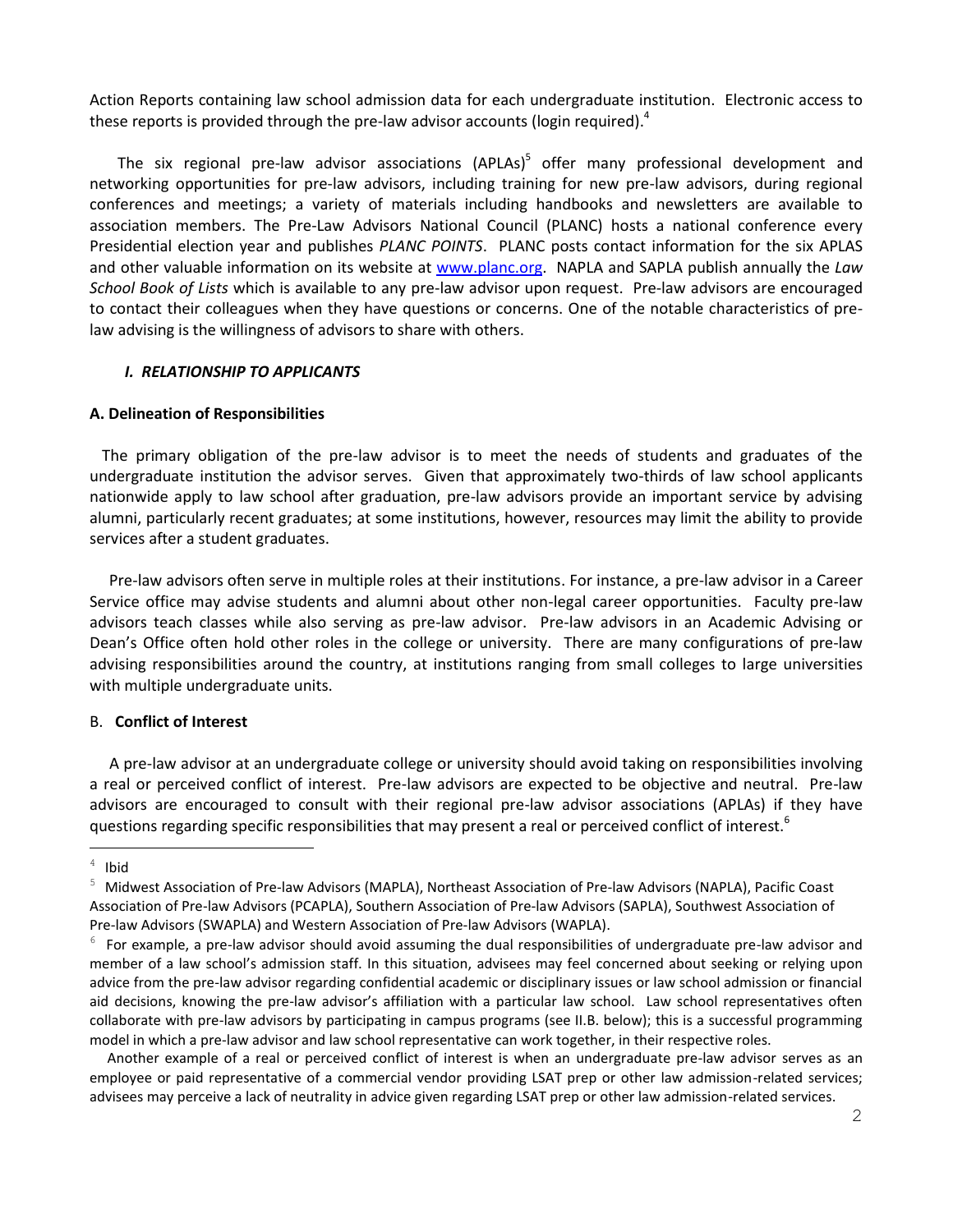Action Reports containing law school admission data for each undergraduate institution. Electronic access to these reports is provided through the pre-law advisor accounts (login required).[4]

The six regional pre-law advisor associations (APLAs)[5] offer many professional development and networking opportunities for pre-law advisors, including training for new pre-law advisors, during regional conferences and meetings; a variety of materials including handbooks and newsletters are available to association members. The Pre-Law Advisors National Council (PLANC) hosts a national conference every Presidential election year and publishes *PLANC POINTS*. PLANC posts contact information for the six APLAS and other valuable information on its website at [www.planc.org](http://www.planc.org). NAPLA and SAPLA publish annually the *Law School Book of Lists* which is available to any pre-law advisor upon request. Pre-law advisors are encouraged to contact their colleagues when they have questions or concerns. One of the notable characteristics of pre-law advising is the willingness of advisors to share with others.

### *I. RELATIONSHIP TO APPLICANTS*

#### A. Delineation of Responsibilities

The primary obligation of the pre-law advisor is to meet the needs of students and graduates of the undergraduate institution the advisor serves. Given that approximately two-thirds of law school applicants nationwide apply to law school after graduation, pre-law advisors provide an important service by advising alumni, particularly recent graduates; at some institutions, however, resources may limit the ability to provide services after a student graduates.

Pre-law advisors often serve in multiple roles at their institutions. For instance, a pre-law advisor in a Career Service office may advise students and alumni about other non-legal career opportunities. Faculty pre-law advisors teach classes while also serving as pre-law advisor. Pre-law advisors in an Academic Advising or Dean's Office often hold other roles in the college or university. There are many configurations of pre-law advising responsibilities around the country, at institutions ranging from small colleges to large universities with multiple undergraduate units.

#### B. **Conflict of Interest**

A pre-law advisor at an undergraduate college or university should avoid taking on responsibilities involving a real or perceived conflict of interest. Pre-law advisors are expected to be objective and neutral. Pre-law advisors are encouraged to consult with their regional pre-law advisor associations (APLAs) if they have questions regarding specific responsibilities that may present a real or perceived conflict of interest.[6]

---

[4] Ibid

[5] Midwest Association of Pre-law Advisors (MAPLA), Northeast Association of Pre-law Advisors (NAPLA), Pacific Coast Association of Pre-law Advisors (PCAPLA), Southern Association of Pre-law Advisors (SAPLA), Southwest Association of Pre-law Advisors (SWAPLA) and Western Association of Pre-law Advisors (WAPLA).

[6] For example, a pre-law advisor should avoid assuming the dual responsibilities of undergraduate pre-law advisor and member of a law school's admission staff. In this situation, advisees may feel concerned about seeking or relying upon advice from the pre-law advisor regarding confidential academic or disciplinary issues or law school admission or financial aid decisions, knowing the pre-law advisor's affiliation with a particular law school. Law school representatives often collaborate with pre-law advisors by participating in campus programs (see II.B. below); this is a successful programming model in which a pre-law advisor and law school representative can work together, in their respective roles.

Another example of a real or perceived conflict of interest is when an undergraduate pre-law advisor serves as an employee or paid representative of a commercial vendor providing LSAT prep or other law admission-related services; advisees may perceive a lack of neutrality in advice given regarding LSAT prep or other law admission-related services.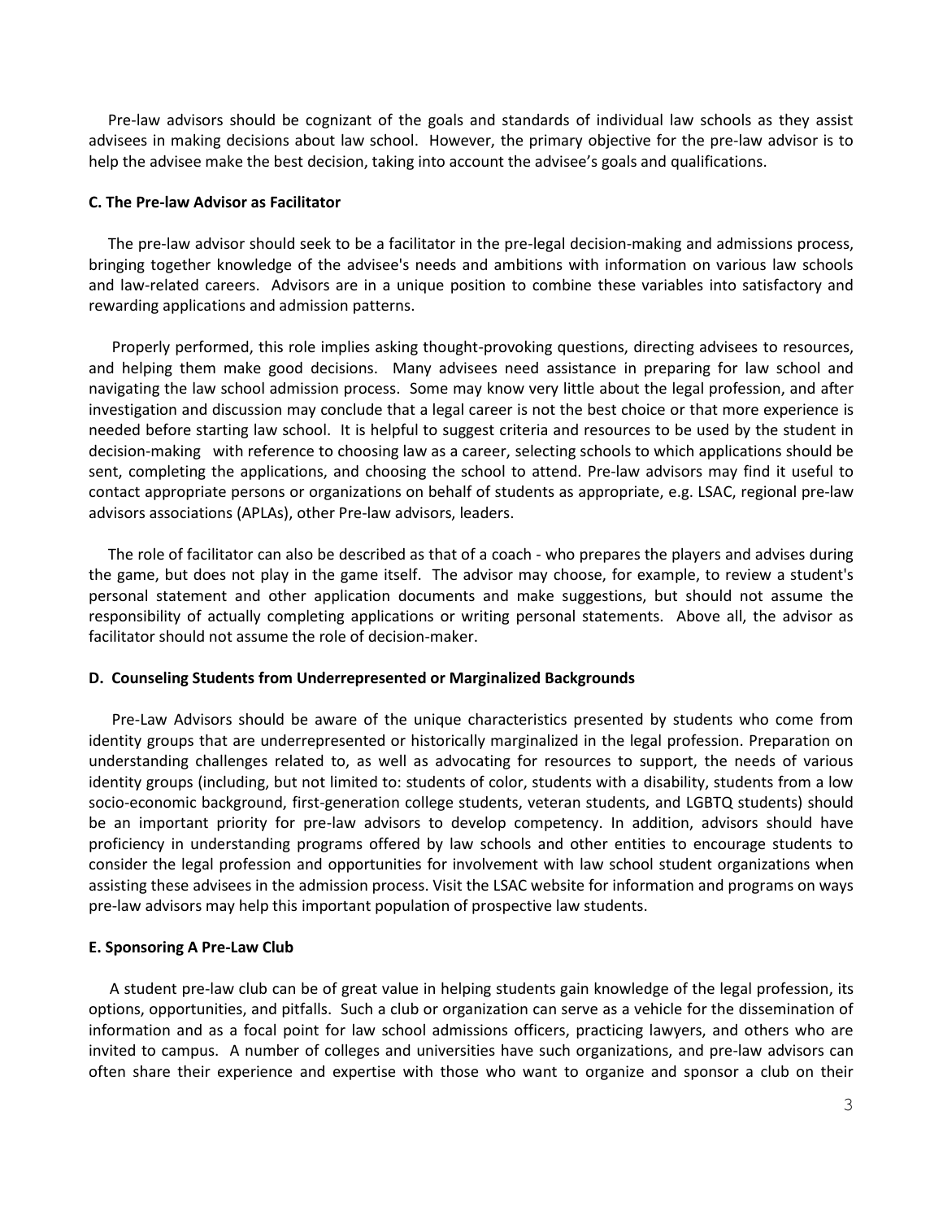Pre-law advisors should be cognizant of the goals and standards of individual law schools as they assist advisees in making decisions about law school. However, the primary objective for the pre-law advisor is to help the advisee make the best decision, taking into account the advisee's goals and qualifications.

**C. The Pre-law Advisor as Facilitator**

The pre-law advisor should seek to be a facilitator in the pre-legal decision-making and admissions process, bringing together knowledge of the advisee's needs and ambitions with information on various law schools and law-related careers. Advisors are in a unique position to combine these variables into satisfactory and rewarding applications and admission patterns.

Properly performed, this role implies asking thought-provoking questions, directing advisees to resources, and helping them make good decisions. Many advisees need assistance in preparing for law school and navigating the law school admission process. Some may know very little about the legal profession, and after investigation and discussion may conclude that a legal career is not the best choice or that more experience is needed before starting law school. It is helpful to suggest criteria and resources to be used by the student in decision-making with reference to choosing law as a career, selecting schools to which applications should be sent, completing the applications, and choosing the school to attend. Pre-law advisors may find it useful to contact appropriate persons or organizations on behalf of students as appropriate, e.g. LSAC, regional pre-law advisors associations (APLAs), other Pre-law advisors, leaders.

The role of facilitator can also be described as that of a coach - who prepares the players and advises during the game, but does not play in the game itself. The advisor may choose, for example, to review a student's personal statement and other application documents and make suggestions, but should not assume the responsibility of actually completing applications or writing personal statements. Above all, the advisor as facilitator should not assume the role of decision-maker.

**D. Counseling Students from Underrepresented or Marginalized Backgrounds**

Pre-Law Advisors should be aware of the unique characteristics presented by students who come from identity groups that are underrepresented or historically marginalized in the legal profession. Preparation on understanding challenges related to, as well as advocating for resources to support, the needs of various identity groups (including, but not limited to: students of color, students with a disability, students from a low socio-economic background, first-generation college students, veteran students, and LGBTQ students) should be an important priority for pre-law advisors to develop competency. In addition, advisors should have proficiency in understanding programs offered by law schools and other entities to encourage students to consider the legal profession and opportunities for involvement with law school student organizations when assisting these advisees in the admission process. Visit the LSAC website for information and programs on ways pre-law advisors may help this important population of prospective law students.

**E. Sponsoring A Pre-Law Club**

A student pre-law club can be of great value in helping students gain knowledge of the legal profession, its options, opportunities, and pitfalls. Such a club or organization can serve as a vehicle for the dissemination of information and as a focal point for law school admissions officers, practicing lawyers, and others who are invited to campus. A number of colleges and universities have such organizations, and pre-law advisors can often share their experience and expertise with those who want to organize and sponsor a club on their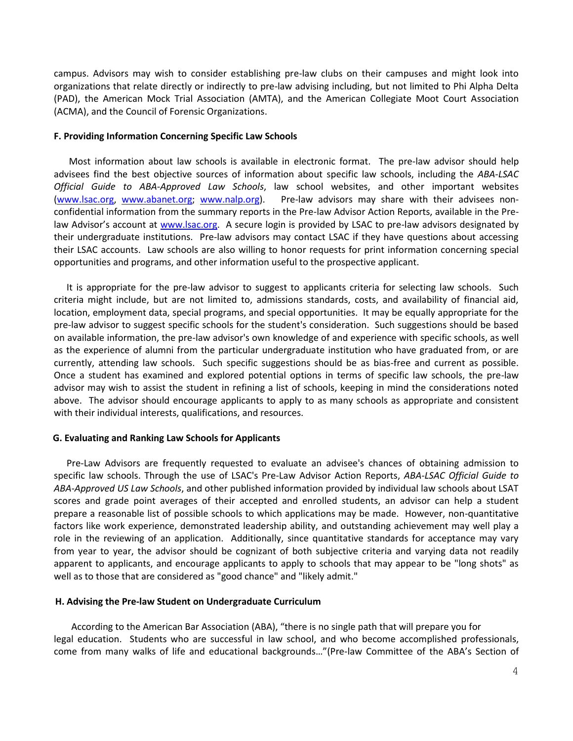campus. Advisors may wish to consider establishing pre-law clubs on their campuses and might look into organizations that relate directly or indirectly to pre-law advising including, but not limited to Phi Alpha Delta (PAD), the American Mock Trial Association (AMTA), and the American Collegiate Moot Court Association (ACMA), and the Council of Forensic Organizations.

**F. Providing Information Concerning Specific Law Schools**

Most information about law schools is available in electronic format. The pre-law advisor should help advisees find the best objective sources of information about specific law schools, including the *ABA-LSAC Official Guide to ABA-Approved Law Schools*, law school websites, and other important websites (www.lsac.org, www.abanet.org; www.nalp.org). Pre-law advisors may share with their advisees non-confidential information from the summary reports in the Pre-law Advisor Action Reports, available in the Pre-law Advisor's account at www.lsac.org. A secure login is provided by LSAC to pre-law advisors designated by their undergraduate institutions. Pre-law advisors may contact LSAC if they have questions about accessing their LSAC accounts. Law schools are also willing to honor requests for print information concerning special opportunities and programs, and other information useful to the prospective applicant.

It is appropriate for the pre-law advisor to suggest to applicants criteria for selecting law schools. Such criteria might include, but are not limited to, admissions standards, costs, and availability of financial aid, location, employment data, special programs, and special opportunities. It may be equally appropriate for the pre-law advisor to suggest specific schools for the student's consideration. Such suggestions should be based on available information, the pre-law advisor's own knowledge of and experience with specific schools, as well as the experience of alumni from the particular undergraduate institution who have graduated from, or are currently, attending law schools. Such specific suggestions should be as bias-free and current as possible. Once a student has examined and explored potential options in terms of specific law schools, the pre-law advisor may wish to assist the student in refining a list of schools, keeping in mind the considerations noted above. The advisor should encourage applicants to apply to as many schools as appropriate and consistent with their individual interests, qualifications, and resources.

**G. Evaluating and Ranking Law Schools for Applicants**

Pre-Law Advisors are frequently requested to evaluate an advisee's chances of obtaining admission to specific law schools. Through the use of LSAC's Pre-Law Advisor Action Reports, *ABA-LSAC Official Guide to ABA-Approved US Law Schools*, and other published information provided by individual law schools about LSAT scores and grade point averages of their accepted and enrolled students, an advisor can help a student prepare a reasonable list of possible schools to which applications may be made. However, non-quantitative factors like work experience, demonstrated leadership ability, and outstanding achievement may well play a role in the reviewing of an application. Additionally, since quantitative standards for acceptance may vary from year to year, the advisor should be cognizant of both subjective criteria and varying data not readily apparent to applicants, and encourage applicants to apply to schools that may appear to be "long shots" as well as to those that are considered as "good chance" and "likely admit."

**H. Advising the Pre-law Student on Undergraduate Curriculum**

According to the American Bar Association (ABA), "there is no single path that will prepare you for legal education. Students who are successful in law school, and who become accomplished professionals, come from many walks of life and educational backgrounds…"(Pre-law Committee of the ABA's Section of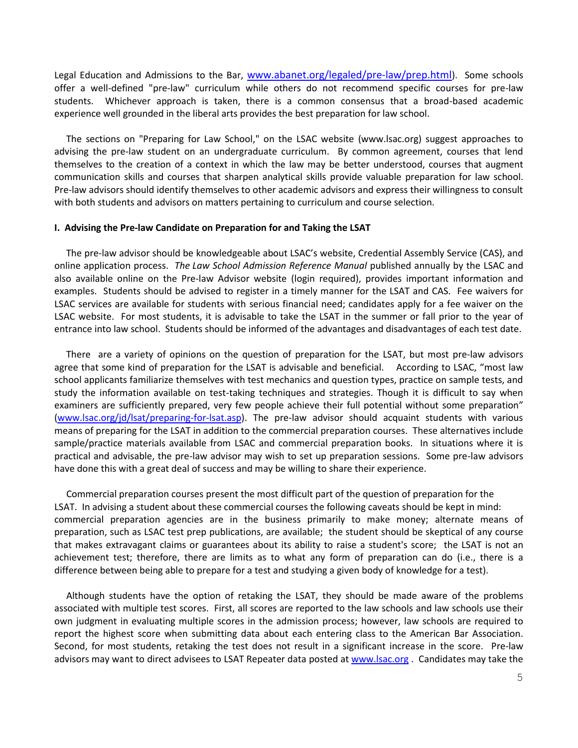Legal Education and Admissions to the Bar, [www.abanet.org/legaled/pre-law/prep.html](www.abanet.org/legaled/pre-law/prep.html)). Some schools offer a well-defined "pre-law" curriculum while others do not recommend specific courses for pre-law students. Whichever approach is taken, there is a common consensus that a broad-based academic experience well grounded in the liberal arts provides the best preparation for law school.

The sections on "Preparing for Law School," on the LSAC website (www.lsac.org) suggest approaches to advising the pre-law student on an undergraduate curriculum. By common agreement, courses that lend themselves to the creation of a context in which the law may be better understood, courses that augment communication skills and courses that sharpen analytical skills provide valuable preparation for law school. Pre-law advisors should identify themselves to other academic advisors and express their willingness to consult with both students and advisors on matters pertaining to curriculum and course selection.

**I. Advising the Pre-law Candidate on Preparation for and Taking the LSAT**

The pre-law advisor should be knowledgeable about LSAC's website, Credential Assembly Service (CAS), and online application process. *The Law School Admission Reference Manual* published annually by the LSAC and also available online on the Pre-law Advisor website (login required), provides important information and examples. Students should be advised to register in a timely manner for the LSAT and CAS. Fee waivers for LSAC services are available for students with serious financial need; candidates apply for a fee waiver on the LSAC website. For most students, it is advisable to take the LSAT in the summer or fall prior to the year of entrance into law school. Students should be informed of the advantages and disadvantages of each test date.

There are a variety of opinions on the question of preparation for the LSAT, but most pre-law advisors agree that some kind of preparation for the LSAT is advisable and beneficial. According to LSAC, "most law school applicants familiarize themselves with test mechanics and question types, practice on sample tests, and study the information available on test-taking techniques and strategies. Though it is difficult to say when examiners are sufficiently prepared, very few people achieve their full potential without some preparation" ([www.lsac.org/jd/lsat/preparing-for-lsat.asp](www.lsac.org/jd/lsat/preparing-for-lsat.asp)). The pre-law advisor should acquaint students with various means of preparing for the LSAT in addition to the commercial preparation courses. These alternatives include sample/practice materials available from LSAC and commercial preparation books. In situations where it is practical and advisable, the pre-law advisor may wish to set up preparation sessions. Some pre-law advisors have done this with a great deal of success and may be willing to share their experience.

Commercial preparation courses present the most difficult part of the question of preparation for the LSAT. In advising a student about these commercial courses the following caveats should be kept in mind: commercial preparation agencies are in the business primarily to make money; alternate means of preparation, such as LSAC test prep publications, are available; the student should be skeptical of any course that makes extravagant claims or guarantees about its ability to raise a student's score; the LSAT is not an achievement test; therefore, there are limits as to what any form of preparation can do (i.e., there is a difference between being able to prepare for a test and studying a given body of knowledge for a test).

Although students have the option of retaking the LSAT, they should be made aware of the problems associated with multiple test scores. First, all scores are reported to the law schools and law schools use their own judgment in evaluating multiple scores in the admission process; however, law schools are required to report the highest score when submitting data about each entering class to the American Bar Association. Second, for most students, retaking the test does not result in a significant increase in the score. Pre-law advisors may want to direct advisees to LSAT Repeater data posted at [www.lsac.org](www.lsac.org) . Candidates may take the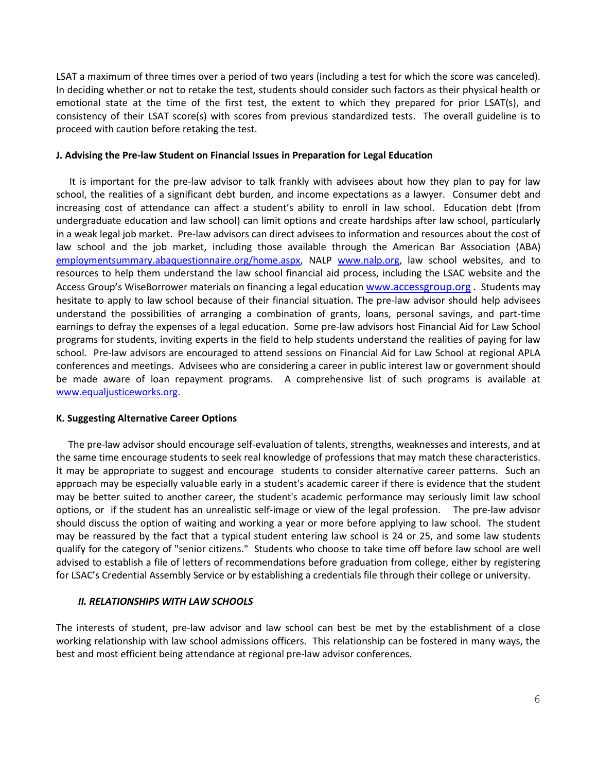LSAT a maximum of three times over a period of two years (including a test for which the score was canceled). In deciding whether or not to retake the test, students should consider such factors as their physical health or emotional state at the time of the first test, the extent to which they prepared for prior LSAT(s), and consistency of their LSAT score(s) with scores from previous standardized tests. The overall guideline is to proceed with caution before retaking the test.

### J. Advising the Pre-law Student on Financial Issues in Preparation for Legal Education

It is important for the pre-law advisor to talk frankly with advisees about how they plan to pay for law school, the realities of a significant debt burden, and income expectations as a lawyer. Consumer debt and increasing cost of attendance can affect a student's ability to enroll in law school. Education debt (from undergraduate education and law school) can limit options and create hardships after law school, particularly in a weak legal job market. Pre-law advisors can direct advisees to information and resources about the cost of law school and the job market, including those available through the American Bar Association (ABA) employmentsummary.abaquestionnaire.org/home.aspx, NALP www.nalp.org, law school websites, and to resources to help them understand the law school financial aid process, including the LSAC website and the Access Group's WiseBorrower materials on financing a legal education www.accessgroup.org . Students may hesitate to apply to law school because of their financial situation. The pre-law advisor should help advisees understand the possibilities of arranging a combination of grants, loans, personal savings, and part-time earnings to defray the expenses of a legal education. Some pre-law advisors host Financial Aid for Law School programs for students, inviting experts in the field to help students understand the realities of paying for law school. Pre-law advisors are encouraged to attend sessions on Financial Aid for Law School at regional APLA conferences and meetings. Advisees who are considering a career in public interest law or government should be made aware of loan repayment programs. A comprehensive list of such programs is available at www.equaljusticeworks.org.

### K. Suggesting Alternative Career Options

The pre-law advisor should encourage self-evaluation of talents, strengths, weaknesses and interests, and at the same time encourage students to seek real knowledge of professions that may match these characteristics. It may be appropriate to suggest and encourage students to consider alternative career patterns. Such an approach may be especially valuable early in a student's academic career if there is evidence that the student may be better suited to another career, the student's academic performance may seriously limit law school options, or if the student has an unrealistic self-image or view of the legal profession. The pre-law advisor should discuss the option of waiting and working a year or more before applying to law school. The student may be reassured by the fact that a typical student entering law school is 24 or 25, and some law students qualify for the category of "senior citizens." Students who choose to take time off before law school are well advised to establish a file of letters of recommendations before graduation from college, either by registering for LSAC's Credential Assembly Service or by establishing a credentials file through their college or university.

## *II. RELATIONSHIPS WITH LAW SCHOOLS*

The interests of student, pre-law advisor and law school can best be met by the establishment of a close working relationship with law school admissions officers. This relationship can be fostered in many ways, the best and most efficient being attendance at regional pre-law advisor conferences.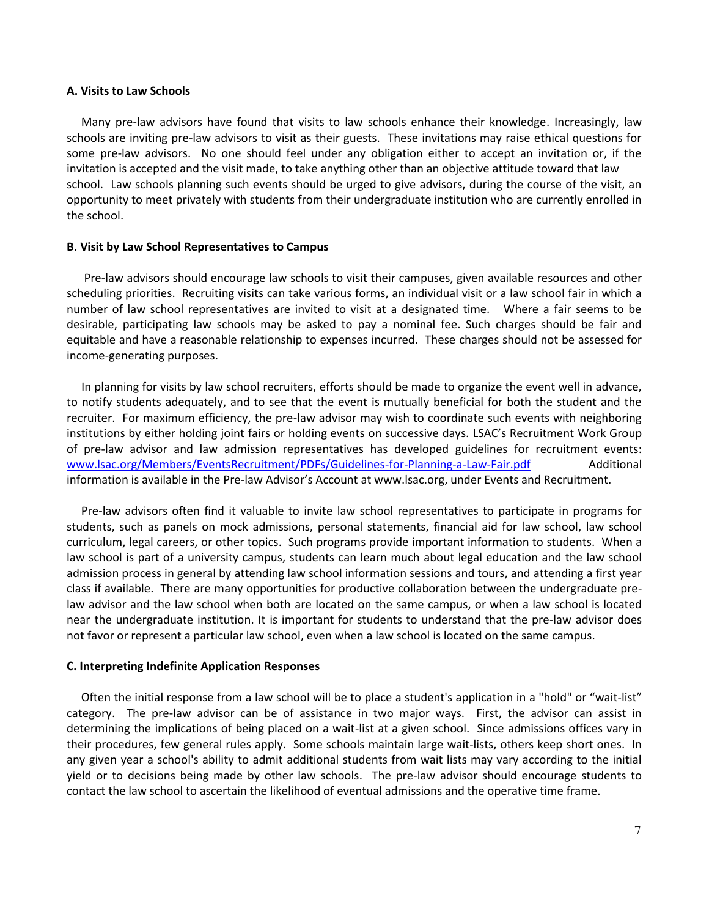**A. Visits to Law Schools**

Many pre-law advisors have found that visits to law schools enhance their knowledge. Increasingly, law schools are inviting pre-law advisors to visit as their guests. These invitations may raise ethical questions for some pre-law advisors. No one should feel under any obligation either to accept an invitation or, if the invitation is accepted and the visit made, to take anything other than an objective attitude toward that law school. Law schools planning such events should be urged to give advisors, during the course of the visit, an opportunity to meet privately with students from their undergraduate institution who are currently enrolled in the school.

**B. Visit by Law School Representatives to Campus**

Pre-law advisors should encourage law schools to visit their campuses, given available resources and other scheduling priorities. Recruiting visits can take various forms, an individual visit or a law school fair in which a number of law school representatives are invited to visit at a designated time. Where a fair seems to be desirable, participating law schools may be asked to pay a nominal fee. Such charges should be fair and equitable and have a reasonable relationship to expenses incurred. These charges should not be assessed for income-generating purposes.

In planning for visits by law school recruiters, efforts should be made to organize the event well in advance, to notify students adequately, and to see that the event is mutually beneficial for both the student and the recruiter. For maximum efficiency, the pre-law advisor may wish to coordinate such events with neighboring institutions by either holding joint fairs or holding events on successive days. LSAC's Recruitment Work Group of pre-law advisor and law admission representatives has developed guidelines for recruitment events: www.lsac.org/Members/EventsRecruitment/PDFs/Guidelines-for-Planning-a-Law-Fair.pdf Additional information is available in the Pre-law Advisor's Account at www.lsac.org, under Events and Recruitment.

Pre-law advisors often find it valuable to invite law school representatives to participate in programs for students, such as panels on mock admissions, personal statements, financial aid for law school, law school curriculum, legal careers, or other topics. Such programs provide important information to students. When a law school is part of a university campus, students can learn much about legal education and the law school admission process in general by attending law school information sessions and tours, and attending a first year class if available. There are many opportunities for productive collaboration between the undergraduate pre-law advisor and the law school when both are located on the same campus, or when a law school is located near the undergraduate institution. It is important for students to understand that the pre-law advisor does not favor or represent a particular law school, even when a law school is located on the same campus.

**C. Interpreting Indefinite Application Responses**

Often the initial response from a law school will be to place a student's application in a "hold" or "wait-list" category. The pre-law advisor can be of assistance in two major ways. First, the advisor can assist in determining the implications of being placed on a wait-list at a given school. Since admissions offices vary in their procedures, few general rules apply. Some schools maintain large wait-lists, others keep short ones. In any given year a school's ability to admit additional students from wait lists may vary according to the initial yield or to decisions being made by other law schools. The pre-law advisor should encourage students to contact the law school to ascertain the likelihood of eventual admissions and the operative time frame.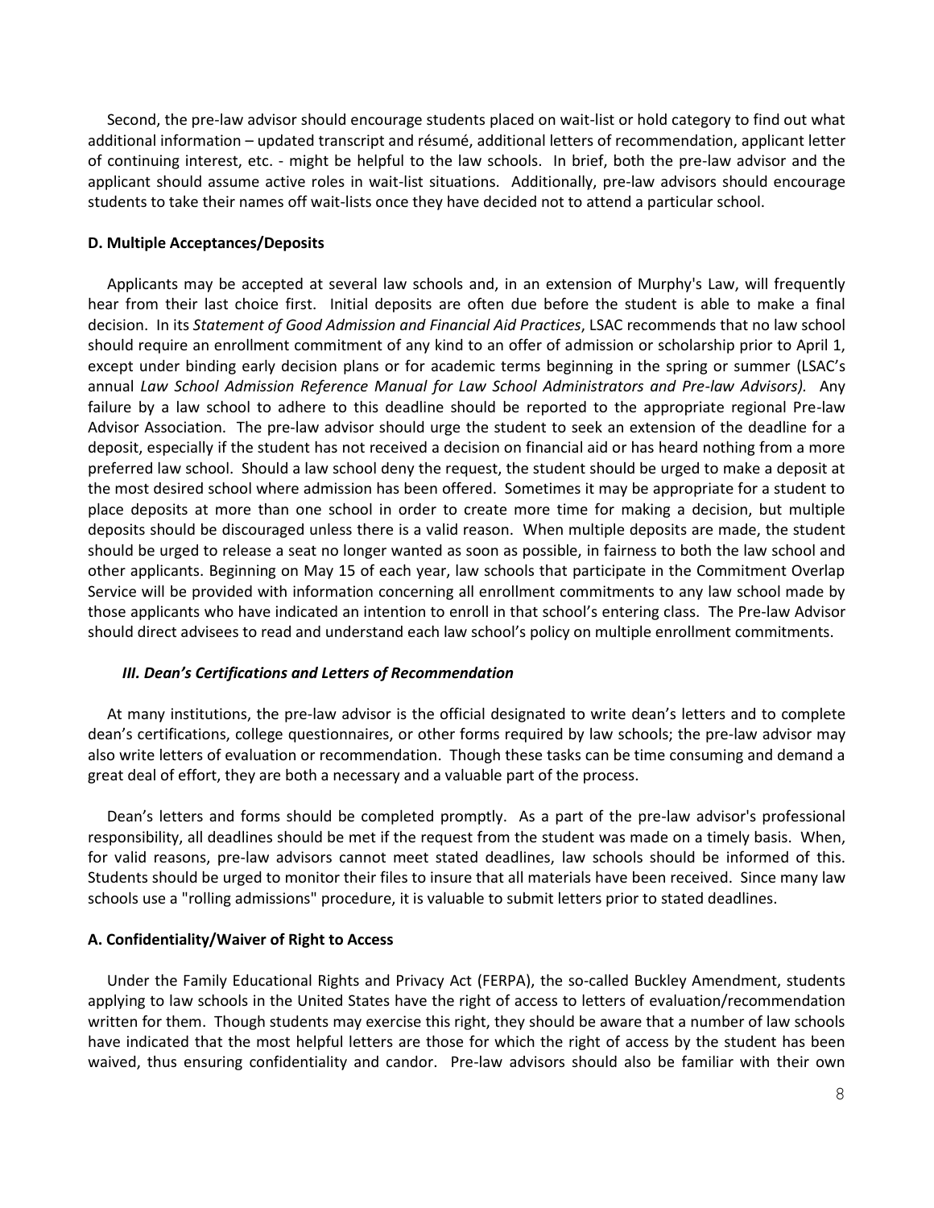Second, the pre-law advisor should encourage students placed on wait-list or hold category to find out what additional information – updated transcript and résumé, additional letters of recommendation, applicant letter of continuing interest, etc. - might be helpful to the law schools. In brief, both the pre-law advisor and the applicant should assume active roles in wait-list situations. Additionally, pre-law advisors should encourage students to take their names off wait-lists once they have decided not to attend a particular school.

#### D. Multiple Acceptances/Deposits

Applicants may be accepted at several law schools and, in an extension of Murphy's Law, will frequently hear from their last choice first. Initial deposits are often due before the student is able to make a final decision. In its *Statement of Good Admission and Financial Aid Practices*, LSAC recommends that no law school should require an enrollment commitment of any kind to an offer of admission or scholarship prior to April 1, except under binding early decision plans or for academic terms beginning in the spring or summer (LSAC's annual *Law School Admission Reference Manual for Law School Administrators and Pre-law Advisors).* Any failure by a law school to adhere to this deadline should be reported to the appropriate regional Pre-law Advisor Association. The pre-law advisor should urge the student to seek an extension of the deadline for a deposit, especially if the student has not received a decision on financial aid or has heard nothing from a more preferred law school. Should a law school deny the request, the student should be urged to make a deposit at the most desired school where admission has been offered. Sometimes it may be appropriate for a student to place deposits at more than one school in order to create more time for making a decision, but multiple deposits should be discouraged unless there is a valid reason. When multiple deposits are made, the student should be urged to release a seat no longer wanted as soon as possible, in fairness to both the law school and other applicants. Beginning on May 15 of each year, law schools that participate in the Commitment Overlap Service will be provided with information concerning all enrollment commitments to any law school made by those applicants who have indicated an intention to enroll in that school's entering class. The Pre-law Advisor should direct advisees to read and understand each law school's policy on multiple enrollment commitments.

### *III. Dean's Certifications and Letters of Recommendation*

At many institutions, the pre-law advisor is the official designated to write dean's letters and to complete dean's certifications, college questionnaires, or other forms required by law schools; the pre-law advisor may also write letters of evaluation or recommendation. Though these tasks can be time consuming and demand a great deal of effort, they are both a necessary and a valuable part of the process.

Dean's letters and forms should be completed promptly. As a part of the pre-law advisor's professional responsibility, all deadlines should be met if the request from the student was made on a timely basis. When, for valid reasons, pre-law advisors cannot meet stated deadlines, law schools should be informed of this. Students should be urged to monitor their files to insure that all materials have been received. Since many law schools use a "rolling admissions" procedure, it is valuable to submit letters prior to stated deadlines.

#### A. Confidentiality/Waiver of Right to Access

Under the Family Educational Rights and Privacy Act (FERPA), the so-called Buckley Amendment, students applying to law schools in the United States have the right of access to letters of evaluation/recommendation written for them. Though students may exercise this right, they should be aware that a number of law schools have indicated that the most helpful letters are those for which the right of access by the student has been waived, thus ensuring confidentiality and candor. Pre-law advisors should also be familiar with their own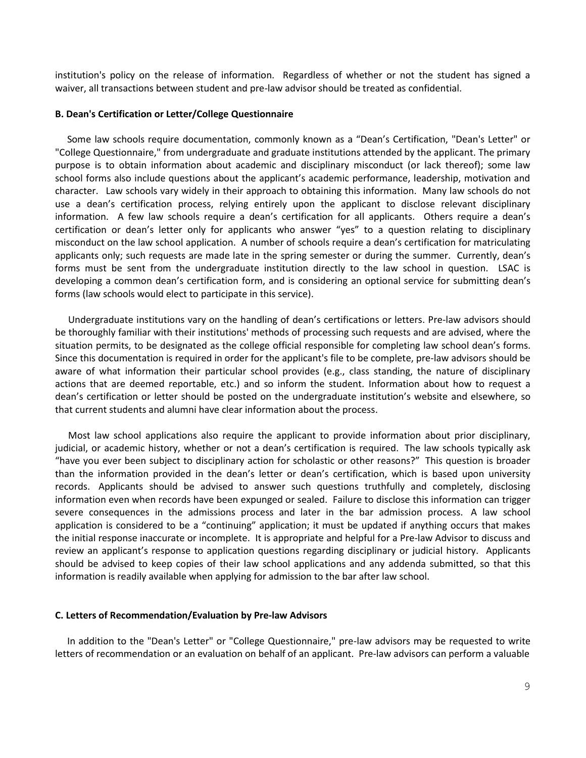institution's policy on the release of information. Regardless of whether or not the student has signed a waiver, all transactions between student and pre-law advisor should be treated as confidential.

**B. Dean's Certification or Letter/College Questionnaire**

Some law schools require documentation, commonly known as a "Dean's Certification, "Dean's Letter" or "College Questionnaire," from undergraduate and graduate institutions attended by the applicant. The primary purpose is to obtain information about academic and disciplinary misconduct (or lack thereof); some law school forms also include questions about the applicant's academic performance, leadership, motivation and character. Law schools vary widely in their approach to obtaining this information. Many law schools do not use a dean's certification process, relying entirely upon the applicant to disclose relevant disciplinary information. A few law schools require a dean's certification for all applicants. Others require a dean's certification or dean's letter only for applicants who answer "yes" to a question relating to disciplinary misconduct on the law school application. A number of schools require a dean's certification for matriculating applicants only; such requests are made late in the spring semester or during the summer. Currently, dean's forms must be sent from the undergraduate institution directly to the law school in question. LSAC is developing a common dean's certification form, and is considering an optional service for submitting dean's forms (law schools would elect to participate in this service).

Undergraduate institutions vary on the handling of dean's certifications or letters. Pre-law advisors should be thoroughly familiar with their institutions' methods of processing such requests and are advised, where the situation permits, to be designated as the college official responsible for completing law school dean's forms. Since this documentation is required in order for the applicant's file to be complete, pre-law advisors should be aware of what information their particular school provides (e.g., class standing, the nature of disciplinary actions that are deemed reportable, etc.) and so inform the student. Information about how to request a dean's certification or letter should be posted on the undergraduate institution's website and elsewhere, so that current students and alumni have clear information about the process.

Most law school applications also require the applicant to provide information about prior disciplinary, judicial, or academic history, whether or not a dean's certification is required. The law schools typically ask "have you ever been subject to disciplinary action for scholastic or other reasons?" This question is broader than the information provided in the dean's letter or dean's certification, which is based upon university records. Applicants should be advised to answer such questions truthfully and completely, disclosing information even when records have been expunged or sealed. Failure to disclose this information can trigger severe consequences in the admissions process and later in the bar admission process. A law school application is considered to be a "continuing" application; it must be updated if anything occurs that makes the initial response inaccurate or incomplete. It is appropriate and helpful for a Pre-law Advisor to discuss and review an applicant's response to application questions regarding disciplinary or judicial history. Applicants should be advised to keep copies of their law school applications and any addenda submitted, so that this information is readily available when applying for admission to the bar after law school.

**C. Letters of Recommendation/Evaluation by Pre-law Advisors**

In addition to the "Dean's Letter" or "College Questionnaire," pre-law advisors may be requested to write letters of recommendation or an evaluation on behalf of an applicant. Pre-law advisors can perform a valuable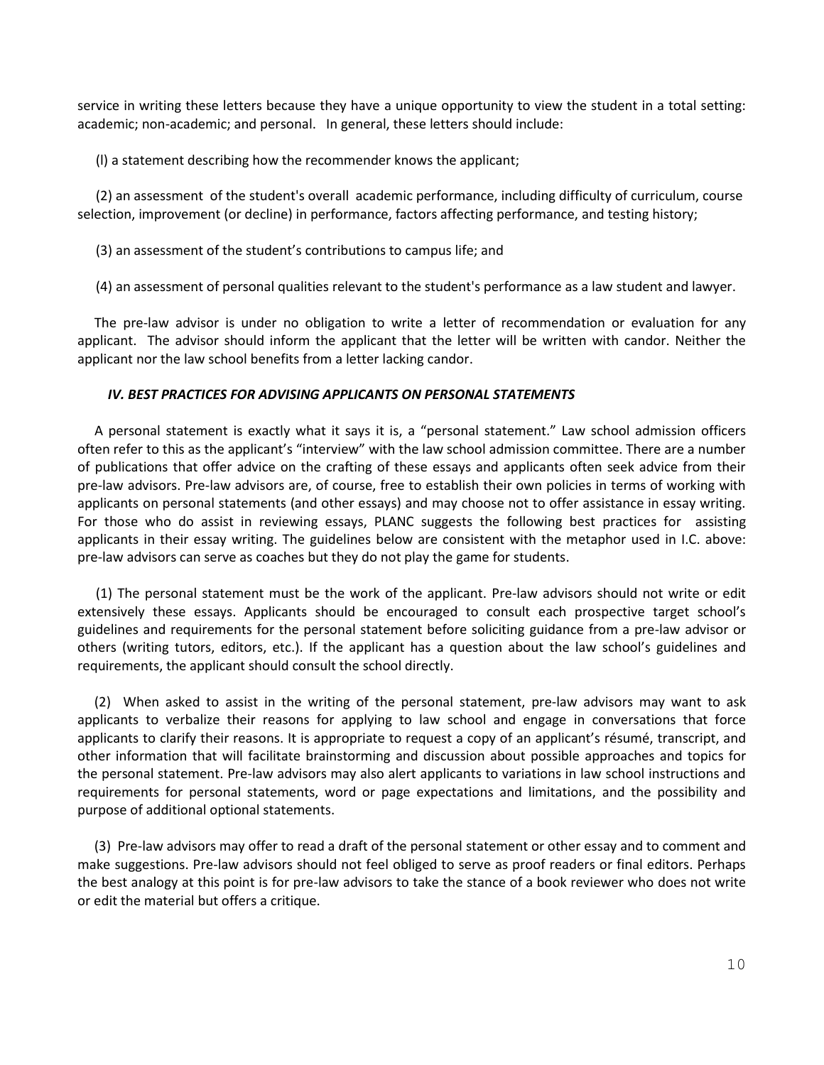service in writing these letters because they have a unique opportunity to view the student in a total setting: academic; non-academic; and personal. In general, these letters should include:

(l) a statement describing how the recommender knows the applicant;

(2) an assessment of the student's overall academic performance, including difficulty of curriculum, course selection, improvement (or decline) in performance, factors affecting performance, and testing history;

(3) an assessment of the student's contributions to campus life; and

(4) an assessment of personal qualities relevant to the student's performance as a law student and lawyer.

The pre-law advisor is under no obligation to write a letter of recommendation or evaluation for any applicant. The advisor should inform the applicant that the letter will be written with candor. Neither the applicant nor the law school benefits from a letter lacking candor.

### *IV. BEST PRACTICES FOR ADVISING APPLICANTS ON PERSONAL STATEMENTS*

A personal statement is exactly what it says it is, a "personal statement." Law school admission officers often refer to this as the applicant's "interview" with the law school admission committee. There are a number of publications that offer advice on the crafting of these essays and applicants often seek advice from their pre-law advisors. Pre-law advisors are, of course, free to establish their own policies in terms of working with applicants on personal statements (and other essays) and may choose not to offer assistance in essay writing. For those who do assist in reviewing essays, PLANC suggests the following best practices for assisting applicants in their essay writing. The guidelines below are consistent with the metaphor used in I.C. above: pre-law advisors can serve as coaches but they do not play the game for students.

(1) The personal statement must be the work of the applicant. Pre-law advisors should not write or edit extensively these essays. Applicants should be encouraged to consult each prospective target school's guidelines and requirements for the personal statement before soliciting guidance from a pre-law advisor or others (writing tutors, editors, etc.). If the applicant has a question about the law school's guidelines and requirements, the applicant should consult the school directly.

(2) When asked to assist in the writing of the personal statement, pre-law advisors may want to ask applicants to verbalize their reasons for applying to law school and engage in conversations that force applicants to clarify their reasons. It is appropriate to request a copy of an applicant's résumé, transcript, and other information that will facilitate brainstorming and discussion about possible approaches and topics for the personal statement. Pre-law advisors may also alert applicants to variations in law school instructions and requirements for personal statements, word or page expectations and limitations, and the possibility and purpose of additional optional statements.

(3) Pre-law advisors may offer to read a draft of the personal statement or other essay and to comment and make suggestions. Pre-law advisors should not feel obliged to serve as proof readers or final editors. Perhaps the best analogy at this point is for pre-law advisors to take the stance of a book reviewer who does not write or edit the material but offers a critique.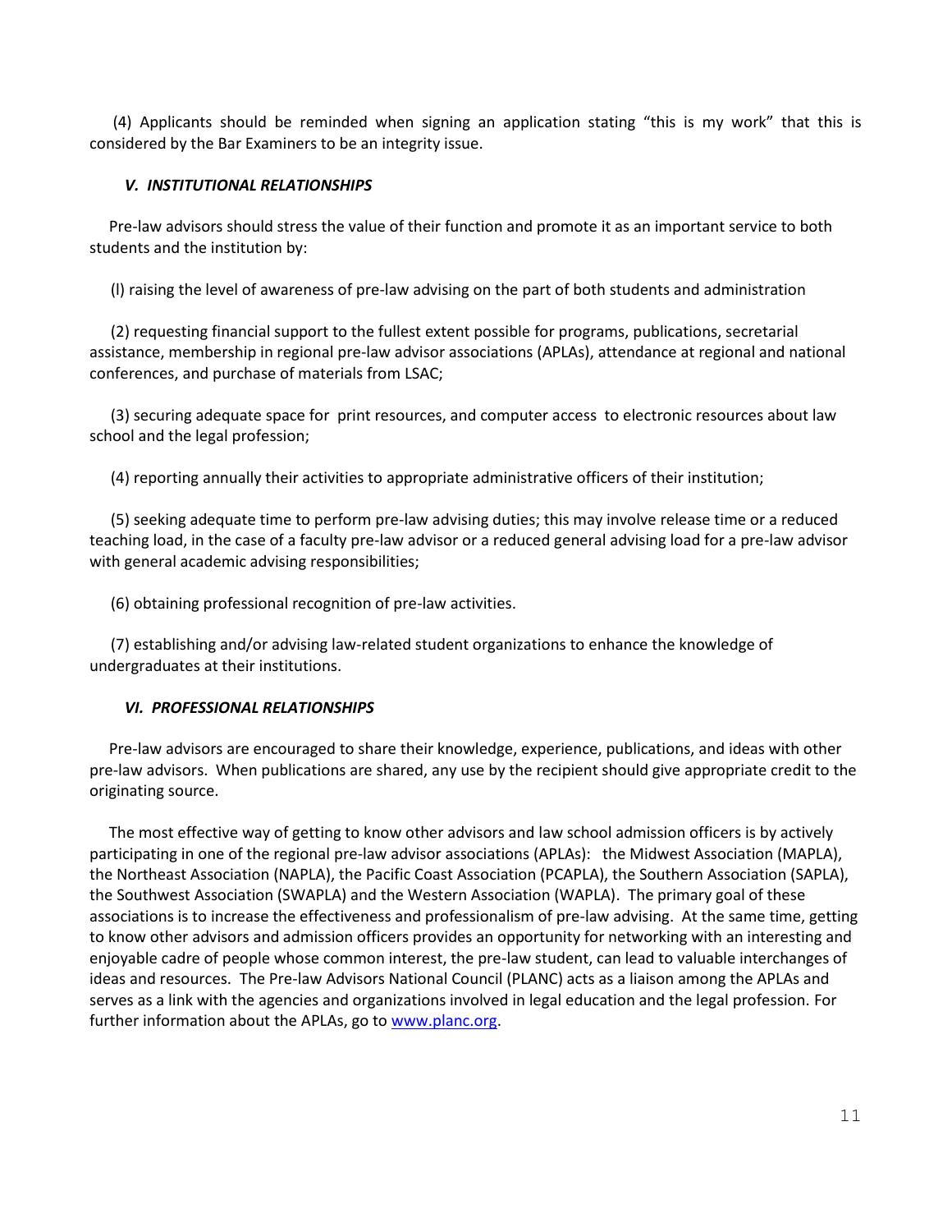(4) Applicants should be reminded when signing an application stating "this is my work" that this is considered by the Bar Examiners to be an integrity issue.

### *V. INSTITUTIONAL RELATIONSHIPS*

Pre-law advisors should stress the value of their function and promote it as an important service to both students and the institution by:

(l) raising the level of awareness of pre-law advising on the part of both students and administration

(2) requesting financial support to the fullest extent possible for programs, publications, secretarial assistance, membership in regional pre-law advisor associations (APLAs), attendance at regional and national conferences, and purchase of materials from LSAC;

(3) securing adequate space for print resources, and computer access to electronic resources about law school and the legal profession;

(4) reporting annually their activities to appropriate administrative officers of their institution;

(5) seeking adequate time to perform pre-law advising duties; this may involve release time or a reduced teaching load, in the case of a faculty pre-law advisor or a reduced general advising load for a pre-law advisor with general academic advising responsibilities;

(6) obtaining professional recognition of pre-law activities.

(7) establishing and/or advising law-related student organizations to enhance the knowledge of undergraduates at their institutions.

### *VI. PROFESSIONAL RELATIONSHIPS*

Pre-law advisors are encouraged to share their knowledge, experience, publications, and ideas with other pre-law advisors. When publications are shared, any use by the recipient should give appropriate credit to the originating source.

The most effective way of getting to know other advisors and law school admission officers is by actively participating in one of the regional pre-law advisor associations (APLAs): the Midwest Association (MAPLA), the Northeast Association (NAPLA), the Pacific Coast Association (PCAPLA), the Southern Association (SAPLA), the Southwest Association (SWAPLA) and the Western Association (WAPLA). The primary goal of these associations is to increase the effectiveness and professionalism of pre-law advising. At the same time, getting to know other advisors and admission officers provides an opportunity for networking with an interesting and enjoyable cadre of people whose common interest, the pre-law student, can lead to valuable interchanges of ideas and resources. The Pre-law Advisors National Council (PLANC) acts as a liaison among the APLAs and serves as a link with the agencies and organizations involved in legal education and the legal profession. For further information about the APLAs, go to [www.planc.org](http://www.planc.org).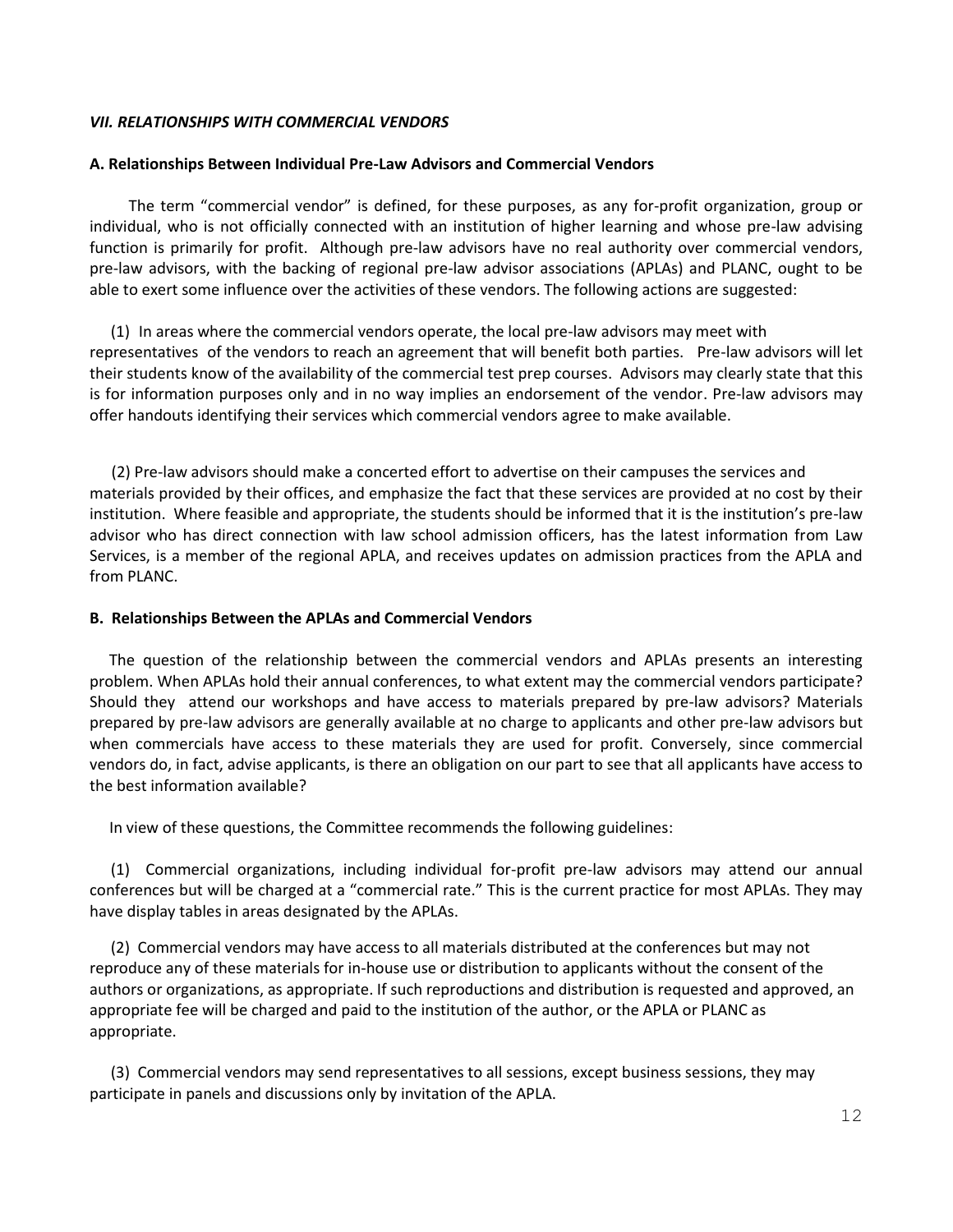### *VII. RELATIONSHIPS WITH COMMERCIAL VENDORS*

**A. Relationships Between Individual Pre-Law Advisors and Commercial Vendors**

The term "commercial vendor" is defined, for these purposes, as any for-profit organization, group or individual, who is not officially connected with an institution of higher learning and whose pre-law advising function is primarily for profit. Although pre-law advisors have no real authority over commercial vendors, pre-law advisors, with the backing of regional pre-law advisor associations (APLAs) and PLANC, ought to be able to exert some influence over the activities of these vendors. The following actions are suggested:

(1) In areas where the commercial vendors operate, the local pre-law advisors may meet with representatives of the vendors to reach an agreement that will benefit both parties. Pre-law advisors will let their students know of the availability of the commercial test prep courses. Advisors may clearly state that this is for information purposes only and in no way implies an endorsement of the vendor. Pre-law advisors may offer handouts identifying their services which commercial vendors agree to make available.

(2) Pre-law advisors should make a concerted effort to advertise on their campuses the services and materials provided by their offices, and emphasize the fact that these services are provided at no cost by their institution. Where feasible and appropriate, the students should be informed that it is the institution's pre-law advisor who has direct connection with law school admission officers, has the latest information from Law Services, is a member of the regional APLA, and receives updates on admission practices from the APLA and from PLANC.

**B. Relationships Between the APLAs and Commercial Vendors**

The question of the relationship between the commercial vendors and APLAs presents an interesting problem. When APLAs hold their annual conferences, to what extent may the commercial vendors participate? Should they attend our workshops and have access to materials prepared by pre-law advisors? Materials prepared by pre-law advisors are generally available at no charge to applicants and other pre-law advisors but when commercials have access to these materials they are used for profit. Conversely, since commercial vendors do, in fact, advise applicants, is there an obligation on our part to see that all applicants have access to the best information available?

In view of these questions, the Committee recommends the following guidelines:

(1) Commercial organizations, including individual for-profit pre-law advisors may attend our annual conferences but will be charged at a "commercial rate." This is the current practice for most APLAs. They may have display tables in areas designated by the APLAs.

(2) Commercial vendors may have access to all materials distributed at the conferences but may not reproduce any of these materials for in-house use or distribution to applicants without the consent of the authors or organizations, as appropriate. If such reproductions and distribution is requested and approved, an appropriate fee will be charged and paid to the institution of the author, or the APLA or PLANC as appropriate.

(3) Commercial vendors may send representatives to all sessions, except business sessions, they may participate in panels and discussions only by invitation of the APLA.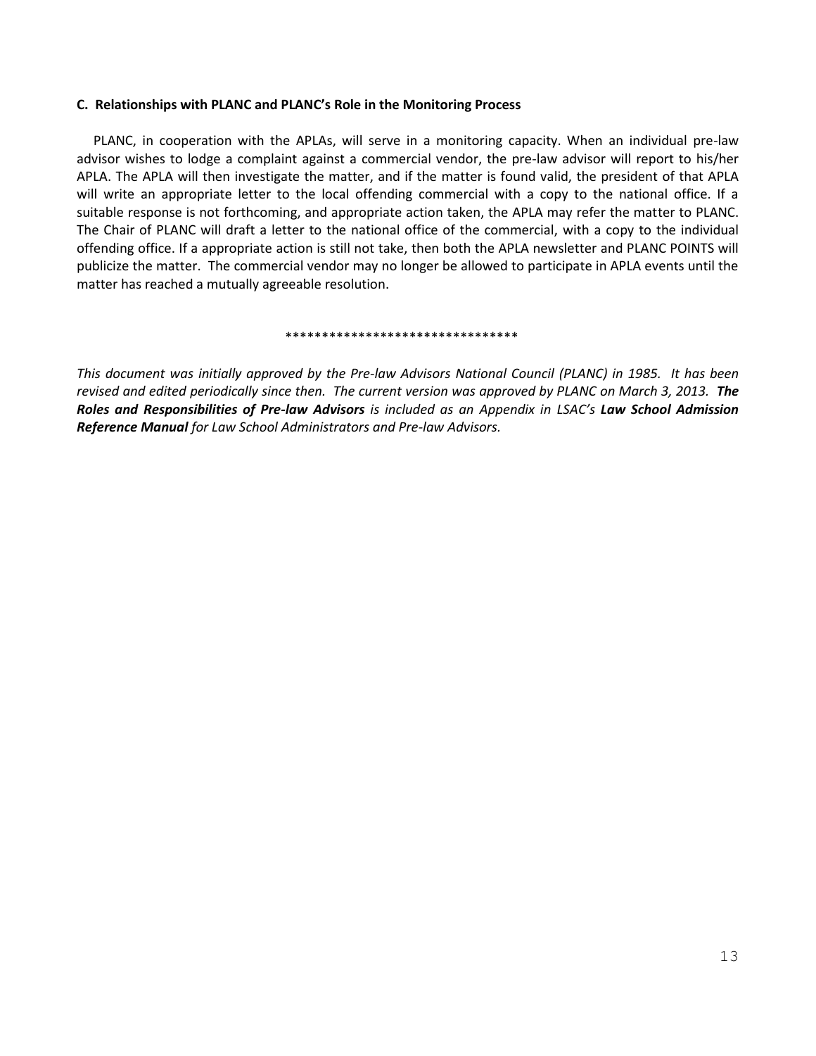### C. Relationships with PLANC and PLANC's Role in the Monitoring Process

PLANC, in cooperation with the APLAs, will serve in a monitoring capacity. When an individual pre-law advisor wishes to lodge a complaint against a commercial vendor, the pre-law advisor will report to his/her APLA. The APLA will then investigate the matter, and if the matter is found valid, the president of that APLA will write an appropriate letter to the local offending commercial with a copy to the national office. If a suitable response is not forthcoming, and appropriate action taken, the APLA may refer the matter to PLANC. The Chair of PLANC will draft a letter to the national office of the commercial, with a copy to the individual offending office. If a appropriate action is still not take, then both the APLA newsletter and PLANC POINTS will publicize the matter. The commercial vendor may no longer be allowed to participate in APLA events until the matter has reached a mutually agreeable resolution.

********************************

*This document was initially approved by the Pre-law Advisors National Council (PLANC) in 1985. It has been revised and edited periodically since then. The current version was approved by PLANC on March 3, 2013.* ***The Roles and Responsibilities of Pre-law Advisors*** *is included as an Appendix in LSAC's* ***Law School Admission Reference Manual*** *for Law School Administrators and Pre-law Advisors.*